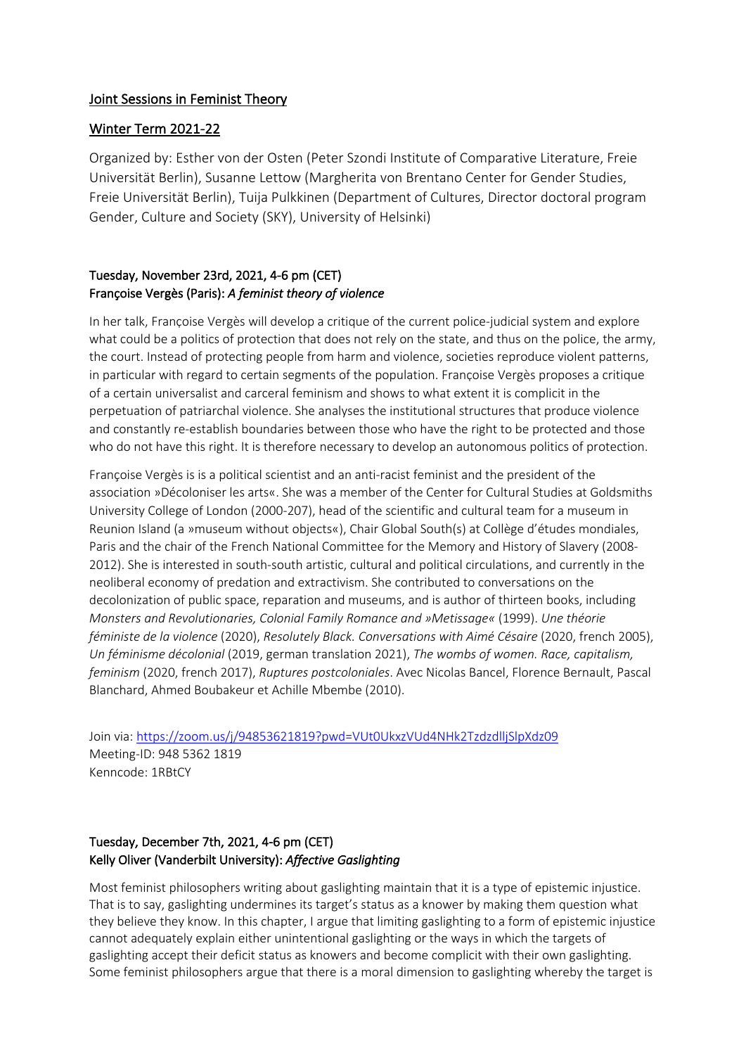Joint Sessions in Feminist Theory

Winter Term 2021-22

Organized by: Esther von der Osten (Peter Szondi Institute of Comparative Literature, Freie Universität Berlin), Susanne Lettow (Margherita von Brentano Center for Gender Studies, Freie Universität Berlin), Tuija Pulkkinen (Department of Cultures, Director doctoral program Gender, Culture and Society (SKY), University of Helsinki)

**Tuesday, November 23rd, 2021, 4-6 pm (CET)**
**Françoise Vergès (Paris): *A feminist theory of violence***

In her talk, Françoise Vergès will develop a critique of the current police-judicial system and explore what could be a politics of protection that does not rely on the state, and thus on the police, the army, the court. Instead of protecting people from harm and violence, societies reproduce violent patterns, in particular with regard to certain segments of the population. Françoise Vergès proposes a critique of a certain universalist and carceral feminism and shows to what extent it is complicit in the perpetuation of patriarchal violence. She analyses the institutional structures that produce violence and constantly re-establish boundaries between those who have the right to be protected and those who do not have this right. It is therefore necessary to develop an autonomous politics of protection.

Françoise Vergès is is a political scientist and an anti-racist feminist and the president of the association »Décoloniser les arts«. She was a member of the Center for Cultural Studies at Goldsmiths University College of London (2000-207), head of the scientific and cultural team for a museum in Reunion Island (a »museum without objects«), Chair Global South(s) at Collège d'études mondiales, Paris and the chair of the French National Committee for the Memory and History of Slavery (2008-2012). She is interested in south-south artistic, cultural and political circulations, and currently in the neoliberal economy of predation and extractivism. She contributed to conversations on the decolonization of public space, reparation and museums, and is author of thirteen books, including *Monsters and Revolutionaries, Colonial Family Romance and »Metissage«* (1999). *Une théorie féministe de la violence* (2020), *Resolutely Black. Conversations with Aimé Césaire* (2020, french 2005), *Un féminisme décolonial* (2019, german translation 2021), *The wombs of women. Race, capitalism, feminism* (2020, french 2017), *Ruptures postcoloniales*. Avec Nicolas Bancel, Florence Bernault, Pascal Blanchard, Ahmed Boubakeur et Achille Mbembe (2010).

Join via: https://zoom.us/j/94853621819?pwd=VUt0UkxzVUd4NHk2TzdzdlljSlpXdz09
Meeting-ID: 948 5362 1819
Kenncode: 1RBtCY

**Tuesday, December 7th, 2021, 4-6 pm (CET)**
**Kelly Oliver (Vanderbilt University): *Affective Gaslighting***

Most feminist philosophers writing about gaslighting maintain that it is a type of epistemic injustice. That is to say, gaslighting undermines its target's status as a knower by making them question what they believe they know. In this chapter, I argue that limiting gaslighting to a form of epistemic injustice cannot adequately explain either unintentional gaslighting or the ways in which the targets of gaslighting accept their deficit status as knowers and become complicit with their own gaslighting. Some feminist philosophers argue that there is a moral dimension to gaslighting whereby the target is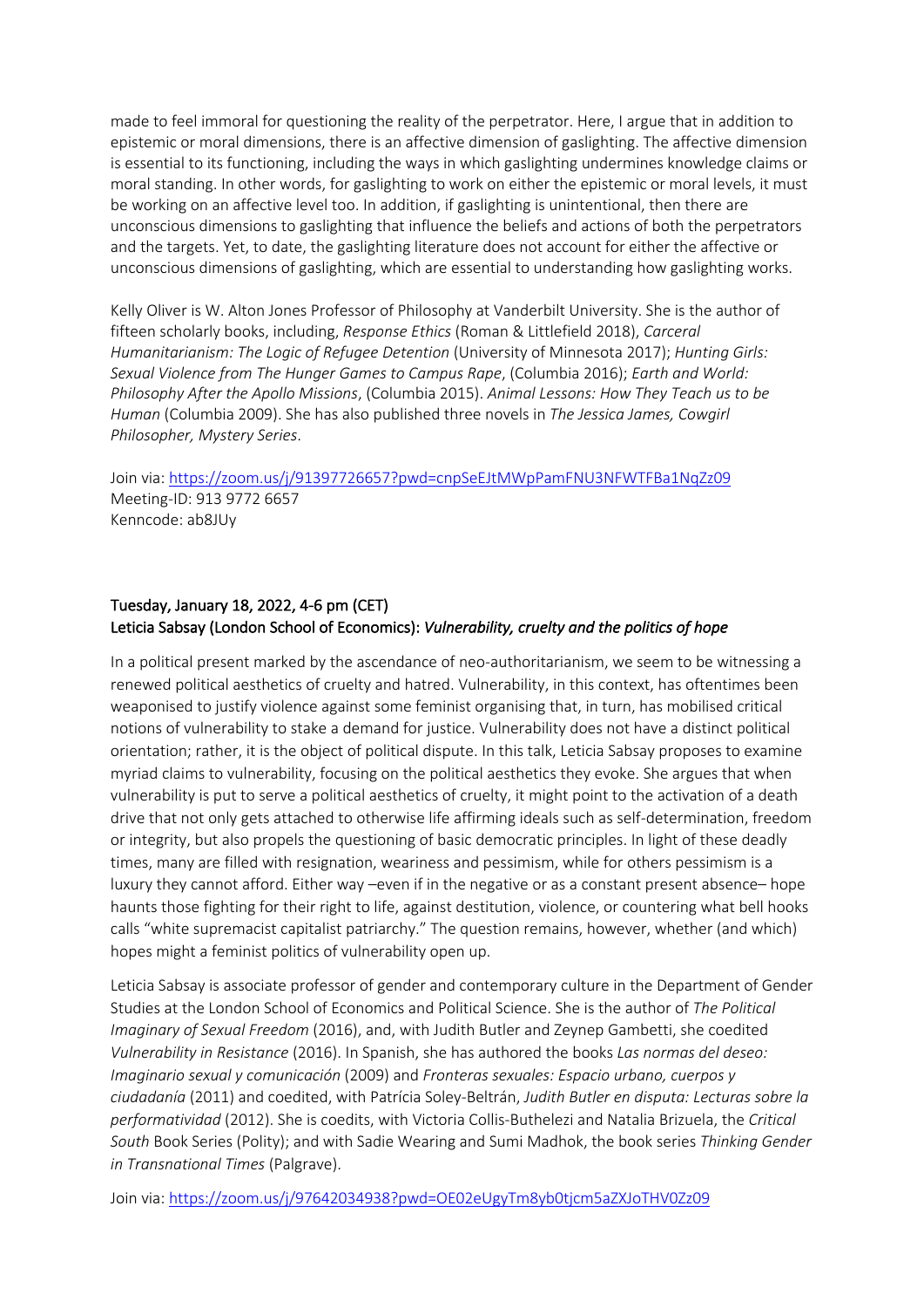made to feel immoral for questioning the reality of the perpetrator. Here, I argue that in addition to epistemic or moral dimensions, there is an affective dimension of gaslighting. The affective dimension is essential to its functioning, including the ways in which gaslighting undermines knowledge claims or moral standing. In other words, for gaslighting to work on either the epistemic or moral levels, it must be working on an affective level too. In addition, if gaslighting is unintentional, then there are unconscious dimensions to gaslighting that influence the beliefs and actions of both the perpetrators and the targets. Yet, to date, the gaslighting literature does not account for either the affective or unconscious dimensions of gaslighting, which are essential to understanding how gaslighting works.

Kelly Oliver is W. Alton Jones Professor of Philosophy at Vanderbilt University. She is the author of fifteen scholarly books, including, *Response Ethics* (Roman & Littlefield 2018), *Carceral Humanitarianism: The Logic of Refugee Detention* (University of Minnesota 2017); *Hunting Girls: Sexual Violence from The Hunger Games to Campus Rape*, (Columbia 2016); *Earth and World: Philosophy After the Apollo Missions*, (Columbia 2015). *Animal Lessons: How They Teach us to be Human* (Columbia 2009). She has also published three novels in *The Jessica James, Cowgirl Philosopher, Mystery Series*.

Join via: https://zoom.us/j/91397726657?pwd=cnpSeEJtMWpPamFNU3NFWTFBa1NqZz09
Meeting-ID: 913 9772 6657
Kenncode: ab8JUy

## Tuesday, January 18, 2022, 4-6 pm (CET)
## Leticia Sabsay (London School of Economics): *Vulnerability, cruelty and the politics of hope*

In a political present marked by the ascendance of neo-authoritarianism, we seem to be witnessing a renewed political aesthetics of cruelty and hatred. Vulnerability, in this context, has oftentimes been weaponised to justify violence against some feminist organising that, in turn, has mobilised critical notions of vulnerability to stake a demand for justice. Vulnerability does not have a distinct political orientation; rather, it is the object of political dispute. In this talk, Leticia Sabsay proposes to examine myriad claims to vulnerability, focusing on the political aesthetics they evoke. She argues that when vulnerability is put to serve a political aesthetics of cruelty, it might point to the activation of a death drive that not only gets attached to otherwise life affirming ideals such as self-determination, freedom or integrity, but also propels the questioning of basic democratic principles. In light of these deadly times, many are filled with resignation, weariness and pessimism, while for others pessimism is a luxury they cannot afford. Either way –even if in the negative or as a constant present absence– hope haunts those fighting for their right to life, against destitution, violence, or countering what bell hooks calls "white supremacist capitalist patriarchy." The question remains, however, whether (and which) hopes might a feminist politics of vulnerability open up.

Leticia Sabsay is associate professor of gender and contemporary culture in the Department of Gender Studies at the London School of Economics and Political Science. She is the author of *The Political Imaginary of Sexual Freedom* (2016), and, with Judith Butler and Zeynep Gambetti, she coedited *Vulnerability in Resistance* (2016). In Spanish, she has authored the books *Las normas del deseo: Imaginario sexual y comunicación* (2009) and *Fronteras sexuales: Espacio urbano, cuerpos y ciudadanía* (2011) and coedited, with Patrícia Soley-Beltrán, *Judith Butler en disputa: Lecturas sobre la performatividad* (2012). She is coedits, with Victoria Collis-Buthelezi and Natalia Brizuela, the *Critical South* Book Series (Polity); and with Sadie Wearing and Sumi Madhok, the book series *Thinking Gender in Transnational Times* (Palgrave).

Join via: https://zoom.us/j/97642034938?pwd=OE02eUgyTm8yb0tjcm5aZXJoTHV0Zz09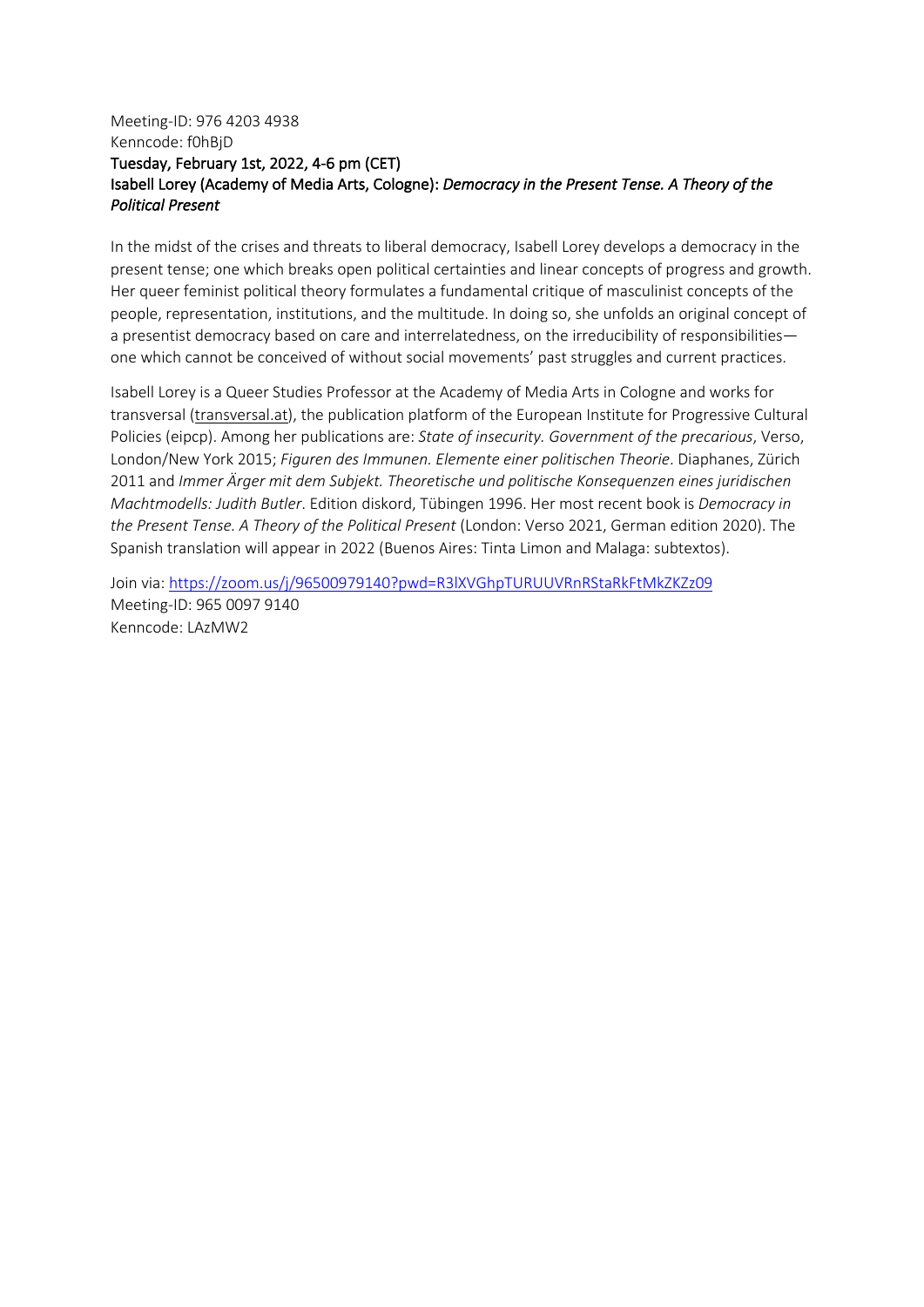Meeting-ID: 976 4203 4938
Kenncode: f0hBjD

**Tuesday, February 1st, 2022, 4-6 pm (CET)**
**Isabell Lorey (Academy of Media Arts, Cologne):** ***Democracy in the Present Tense. A Theory of the Political Present***

In the midst of the crises and threats to liberal democracy, Isabell Lorey develops a democracy in the present tense; one which breaks open political certainties and linear concepts of progress and growth. Her queer feminist political theory formulates a fundamental critique of masculinist concepts of the people, representation, institutions, and the multitude. In doing so, she unfolds an original concept of a presentist democracy based on care and interrelatedness, on the irreducibility of responsibilities—one which cannot be conceived of without social movements' past struggles and current practices.

Isabell Lorey is a Queer Studies Professor at the Academy of Media Arts in Cologne and works for transversal (transversal.at), the publication platform of the European Institute for Progressive Cultural Policies (eipcp). Among her publications are: *State of insecurity. Government of the precarious*, Verso, London/New York 2015; *Figuren des Immunen. Elemente einer politischen Theorie*. Diaphanes, Zürich 2011 and *Immer Ärger mit dem Subjekt. Theoretische und politische Konsequenzen eines juridischen Machtmodells: Judith Butler*. Edition diskord, Tübingen 1996. Her most recent book is *Democracy in the Present Tense. A Theory of the Political Present* (London: Verso 2021, German edition 2020). The Spanish translation will appear in 2022 (Buenos Aires: Tinta Limon and Malaga: subtextos).

Join via: https://zoom.us/j/96500979140?pwd=R3lXVGhpTURUUVRnRStaRkFtMkZKZz09
Meeting-ID: 965 0097 9140
Kenncode: LAzMW2